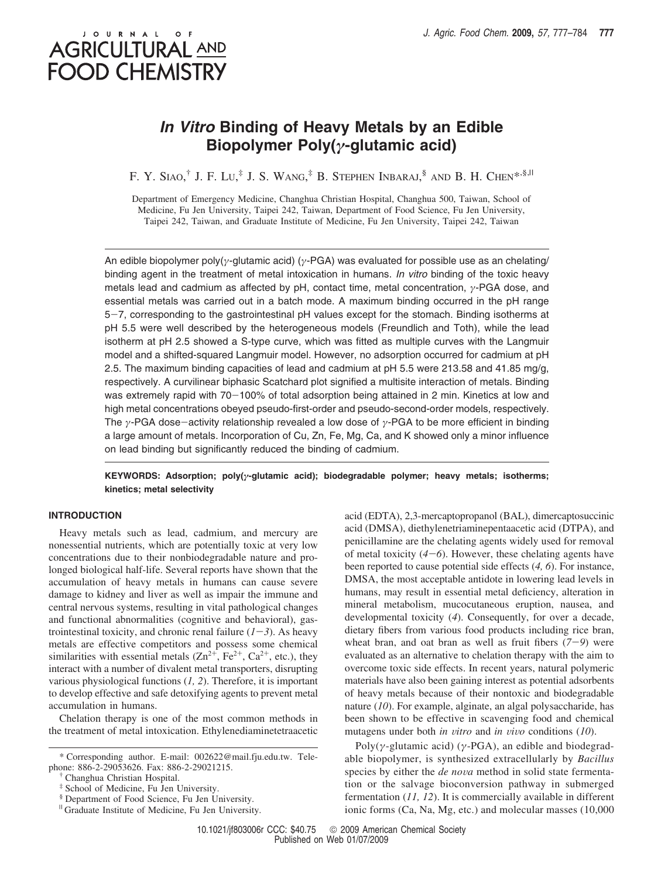# *In Vitro* Binding of Heavy Metals by an Edible Biopolymer Poly($\gamma$-glutamic acid)

F. Y. Siao,[†] J. F. Lu,[‡] J. S. Wang,[‡] B. Stephen Inbaraj,[§] and B. H. Chen*[,§,||]

Department of Emergency Medicine, Changhua Christian Hospital, Changhua 500, Taiwan, School of Medicine, Fu Jen University, Taipei 242, Taiwan, Department of Food Science, Fu Jen University, Taipei 242, Taiwan, and Graduate Institute of Medicine, Fu Jen University, Taipei 242, Taiwan

An edible biopolymer poly($\gamma$-glutamic acid) ($\gamma$-PGA) was evaluated for possible use as an chelating/binding agent in the treatment of metal intoxication in humans. *In vitro* binding of the toxic heavy metals lead and cadmium as affected by pH, contact time, metal concentration, $\gamma$-PGA dose, and essential metals was carried out in a batch mode. A maximum binding occurred in the pH range 5–7, corresponding to the gastrointestinal pH values except for the stomach. Binding isotherms at pH 5.5 were well described by the heterogeneous models (Freundlich and Toth), while the lead isotherm at pH 2.5 showed a S-type curve, which was fitted as multiple curves with the Langmuir model and a shifted-squared Langmuir model. However, no adsorption occurred for cadmium at pH 2.5. The maximum binding capacities of lead and cadmium at pH 5.5 were 213.58 and 41.85 mg/g, respectively. A curvilinear biphasic Scatchard plot signified a multisite interaction of metals. Binding was extremely rapid with 70–100% of total adsorption being attained in 2 min. Kinetics at low and high metal concentrations obeyed pseudo-first-order and pseudo-second-order models, respectively. The $\gamma$-PGA dose–activity relationship revealed a low dose of $\gamma$-PGA to be more efficient in binding a large amount of metals. Incorporation of Cu, Zn, Fe, Mg, Ca, and K showed only a minor influence on lead binding but significantly reduced the binding of cadmium.

**KEYWORDS: Adsorption; poly($\gamma$-glutamic acid); biodegradable polymer; heavy metals; isotherms; kinetics; metal selectivity**

## INTRODUCTION

Heavy metals such as lead, cadmium, and mercury are nonessential nutrients, which are potentially toxic at very low concentrations due to their nonbiodegradable nature and prolonged biological half-life. Several reports have shown that the accumulation of heavy metals in humans can cause severe damage to kidney and liver as well as impair the immune and central nervous systems, resulting in vital pathological changes and functional abnormalities (cognitive and behavioral), gastrointestinal toxicity, and chronic renal failure (*1–3*). As heavy metals are effective competitors and possess some chemical similarities with essential metals ($Zn^{2+}$, $Fe^{2+}$, $Ca^{2+}$, etc.), they interact with a number of divalent metal transporters, disrupting various physiological functions (*1, 2*). Therefore, it is important to develop effective and safe detoxifying agents to prevent metal accumulation in humans.

Chelation therapy is one of the most common methods in the treatment of metal intoxication. Ethylenediaminetetraacetic acid (EDTA), 2,3-mercaptopropanol (BAL), dimercaptosuccinic acid (DMSA), diethylenetriaminepentaacetic acid (DTPA), and penicillamine are the chelating agents widely used for removal of metal toxicity (*4–6*). However, these chelating agents have been reported to cause potential side effects (*4, 6*). For instance, DMSA, the most acceptable antidote in lowering lead levels in humans, may result in essential metal deficiency, alteration in mineral metabolism, mucocutaneous eruption, nausea, and developmental toxicity (*4*). Consequently, for over a decade, dietary fibers from various food products including rice bran, wheat bran, and oat bran as well as fruit fibers (*7–9*) were evaluated as an alternative to chelation therapy with the aim to overcome toxic side effects. In recent years, natural polymeric materials have also been gaining interest as potential adsorbents of heavy metals because of their nontoxic and biodegradable nature (*10*). For example, alginate, an algal polysaccharide, has been shown to be effective in scavenging food and chemical mutagens under both *in vitro* and *in vivo* conditions (*10*).

Poly($\gamma$-glutamic acid) ($\gamma$-PGA), an edible and biodegradable biopolymer, is synthesized extracellularly by *Bacillus* species by either the *de nova* method in solid state fermentation or the salvage bioconversion pathway in submerged fermentation (*11, 12*). It is commercially available in different ionic forms (Ca, Na, Mg, etc.) and molecular masses (10,000

\* Corresponding author. E-mail: 002622@mail.fju.edu.tw. Telephone: 886-2-29053626. Fax: 886-2-29021215.
[†] Changhua Christian Hospital.
[‡] School of Medicine, Fu Jen University.
[§] Department of Food Science, Fu Jen University.
[||] Graduate Institute of Medicine, Fu Jen University.

10.1021/jf803006r CCC: $40.75 © 2009 American Chemical Society
Published on Web 01/07/2009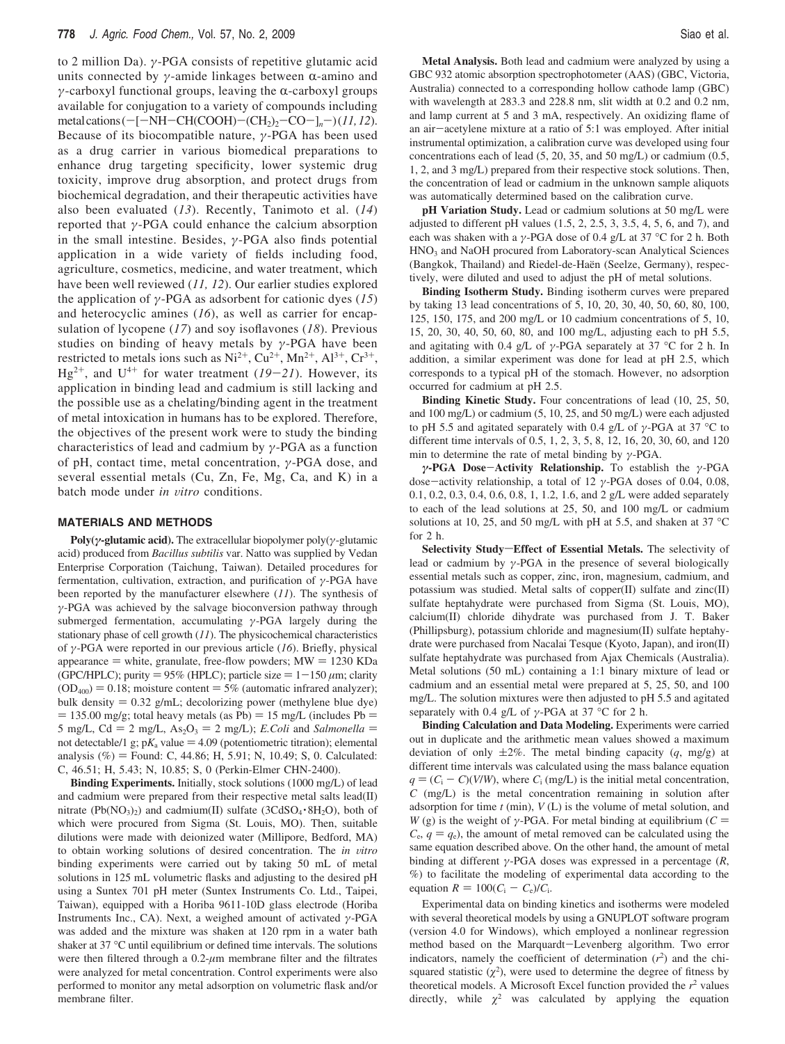to 2 million Da). γ-PGA consists of repetitive glutamic acid units connected by γ-amide linkages between α-amino and γ-carboxyl functional groups, leaving the α-carboxyl groups available for conjugation to a variety of compounds including metal cations (−[−NH−CH(COOH)−$(CH_2)_2$−CO−]$_n$−) (*11, 12*). Because of its biocompatible nature, γ-PGA has been used as a drug carrier in various biomedical preparations to enhance drug targeting specificity, lower systemic drug toxicity, improve drug absorption, and protect drugs from biochemical degradation, and their therapeutic activities have also been evaluated (*13*). Recently, Tanimoto et al. (*14*) reported that γ-PGA could enhance the calcium absorption in the small intestine. Besides, γ-PGA also finds potential application in a wide variety of fields including food, agriculture, cosmetics, medicine, and water treatment, which have been well reviewed (*11, 12*). Our earlier studies explored the application of γ-PGA as adsorbent for cationic dyes (*15*) and heterocyclic amines (*16*), as well as carrier for encapsulation of lycopene (*17*) and soy isoflavones (*18*). Previous studies on binding of heavy metals by γ-PGA have been restricted to metals ions such as $Ni^{2+}$, $Cu^{2+}$, $Mn^{2+}$, $Al^{3+}$, $Cr^{3+}$, $Hg^{2+}$, and $U^{4+}$ for water treatment (*19−21*). However, its application in binding lead and cadmium is still lacking and the possible use as a chelating/binding agent in the treatment of metal intoxication in humans has to be explored. Therefore, the objectives of the present work were to study the binding characteristics of lead and cadmium by γ-PGA as a function of pH, contact time, metal concentration, γ-PGA dose, and several essential metals (Cu, Zn, Fe, Mg, Ca, and K) in a batch mode under *in vitro* conditions.

## MATERIALS AND METHODS

**Poly(γ-glutamic acid).** The extracellular biopolymer poly(γ-glutamic acid) produced from *Bacillus subtilis* var. Natto was supplied by Vedan Enterprise Corporation (Taichung, Taiwan). Detailed procedures for fermentation, cultivation, extraction, and purification of γ-PGA have been reported by the manufacturer elsewhere (*11*). The synthesis of γ-PGA was achieved by the salvage bioconversion pathway through submerged fermentation, accumulating γ-PGA largely during the stationary phase of cell growth (*11*). The physicochemical characteristics of γ-PGA were reported in our previous article (*16*). Briefly, physical appearance = white, granulate, free-flow powders; MW = 1230 KDa (GPC/HPLC); purity = 95% (HPLC); particle size = 1−150 μm; clarity ($OD_{400}$) = 0.18; moisture content = 5% (automatic infrared analyzer); bulk density = 0.32 g/mL; decolorizing power (methylene blue dye) = 135.00 mg/g; total heavy metals (as Pb) = 15 mg/L (includes Pb = 5 mg/L, Cd = 2 mg/L, $As_2O_3$ = 2 mg/L); *E.Coli* and *Salmonella* = not detectable/1 g; p$K_a$ value = 4.09 (potentiometric titration); elemental analysis (%) = Found: C, 44.86; H, 5.91; N, 10.49; S, 0. Calculated: C, 46.51; H, 5.43; N, 10.85; S, 0 (Perkin-Elmer CHN-2400).

**Binding Experiments.** Initially, stock solutions (1000 mg/L) of lead and cadmium were prepared from their respective metal salts lead(II) nitrate ($Pb(NO_3)_2$) and cadmium(II) sulfate ($3CdSO_4 \cdot 8H_2O$), both of which were procured from Sigma (St. Louis, MO). Then, suitable dilutions were made with deionized water (Millipore, Bedford, MA) to obtain working solutions of desired concentration. The *in vitro* binding experiments were carried out by taking 50 mL of metal solutions in 125 mL volumetric flasks and adjusting to the desired pH using a Suntex 701 pH meter (Suntex Instruments Co. Ltd., Taipei, Taiwan), equipped with a Horiba 9611-10D glass electrode (Horiba Instruments Inc., CA). Next, a weighed amount of activated γ-PGA was added and the mixture was shaken at 120 rpm in a water bath shaker at 37 °C until equilibrium or defined time intervals. The solutions were then filtered through a 0.2-μm membrane filter and the filtrates were analyzed for metal concentration. Control experiments were also performed to monitor any metal adsorption on volumetric flask and/or membrane filter.

**Metal Analysis.** Both lead and cadmium were analyzed by using a GBC 932 atomic absorption spectrophotometer (AAS) (GBC, Victoria, Australia) connected to a corresponding hollow cathode lamp (GBC) with wavelength at 283.3 and 228.8 nm, slit width at 0.2 and 0.2 nm, and lamp current at 5 and 3 mA, respectively. An oxidizing flame of an air−acetylene mixture at a ratio of 5:1 was employed. After initial instrumental optimization, a calibration curve was developed using four concentrations each of lead (5, 20, 35, and 50 mg/L) or cadmium (0.5, 1, 2, and 3 mg/L) prepared from their respective stock solutions. Then, the concentration of lead or cadmium in the unknown sample aliquots was automatically determined based on the calibration curve.

**pH Variation Study.** Lead or cadmium solutions at 50 mg/L were adjusted to different pH values (1.5, 2, 2.5, 3, 3.5, 4, 5, 6, and 7), and each was shaken with a γ-PGA dose of 0.4 g/L at 37 °C for 2 h. Both $HNO_3$ and NaOH procured from Laboratory-scan Analytical Sciences (Bangkok, Thailand) and Riedel-de-Haën (Seelze, Germany), respectively, were diluted and used to adjust the pH of metal solutions.

**Binding Isotherm Study.** Binding isotherm curves were prepared by taking 13 lead concentrations of 5, 10, 20, 30, 40, 50, 60, 80, 100, 125, 150, 175, and 200 mg/L or 10 cadmium concentrations of 5, 10, 15, 20, 30, 40, 50, 60, 80, and 100 mg/L, adjusting each to pH 5.5, and agitating with 0.4 g/L of γ-PGA separately at 37 °C for 2 h. In addition, a similar experiment was done for lead at pH 2.5, which corresponds to a typical pH of the stomach. However, no adsorption occurred for cadmium at pH 2.5.

**Binding Kinetic Study.** Four concentrations of lead (10, 25, 50, and 100 mg/L) or cadmium (5, 10, 25, and 50 mg/L) were each adjusted to pH 5.5 and agitated separately with 0.4 g/L of γ-PGA at 37 °C to different time intervals of 0.5, 1, 2, 3, 5, 8, 12, 16, 20, 30, 60, and 120 min to determine the rate of metal binding by γ-PGA.

**γ-PGA Dose−Activity Relationship.** To establish the γ-PGA dose−activity relationship, a total of 12 γ-PGA doses of 0.04, 0.08, 0.1, 0.2, 0.3, 0.4, 0.6, 0.8, 1, 1.2, 1.6, and 2 g/L were added separately to each of the lead solutions at 25, 50, and 100 mg/L or cadmium solutions at 10, 25, and 50 mg/L with pH at 5.5, and shaken at 37 °C for 2 h.

**Selectivity Study−Effect of Essential Metals.** The selectivity of lead or cadmium by γ-PGA in the presence of several biologically essential metals such as copper, zinc, iron, magnesium, cadmium, and potassium was studied. Metal salts of copper(II) sulfate and zinc(II) sulfate heptahydrate were purchased from Sigma (St. Louis, MO), calcium(II) chloride dihydrate was purchased from J. T. Baker (Phillipsburg), potassium chloride and magnesium(II) sulfate heptahydrate were purchased from Nacalai Tesque (Kyoto, Japan), and iron(II) sulfate heptahydrate was purchased from Ajax Chemicals (Australia). Metal solutions (50 mL) containing a 1:1 binary mixture of lead or cadmium and an essential metal were prepared at 5, 25, 50, and 100 mg/L. The solution mixtures were then adjusted to pH 5.5 and agitated separately with 0.4 g/L of γ-PGA at 37 °C for 2 h.

**Binding Calculation and Data Modeling.** Experiments were carried out in duplicate and the arithmetic mean values showed a maximum deviation of only ±2%. The metal binding capacity ($q$, mg/g) at different time intervals was calculated using the mass balance equation $q = (C_i - C)(V/W)$, where $C_i$ (mg/L) is the initial metal concentration, $C$ (mg/L) is the metal concentration remaining in solution after adsorption for time $t$ (min), $V$ (L) is the volume of metal solution, and $W$ (g) is the weight of γ-PGA. For metal binding at equilibrium ($C = C_e$, $q = q_e$), the amount of metal removed can be calculated using the same equation described above. On the other hand, the amount of metal binding at different γ-PGA doses was expressed in a percentage ($R$, %) to facilitate the modeling of experimental data according to the equation $R = 100(C_i - C_e)/C_i$.

Experimental data on binding kinetics and isotherms were modeled with several theoretical models by using a GNUPLOT software program (version 4.0 for Windows), which employed a nonlinear regression method based on the Marquardt−Levenberg algorithm. Two error indicators, namely the coefficient of determination ($r^2$) and the chi-squared statistic ($\chi^2$), were used to determine the degree of fitness by theoretical models. A Microsoft Excel function provided the $r^2$ values directly, while $\chi^2$ was calculated by applying the equation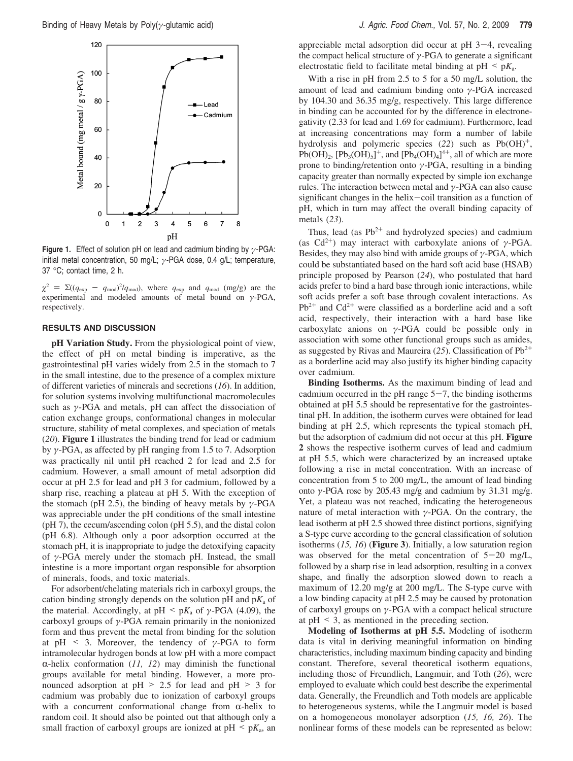120

100

80

60

40

20

0

0 1 2 3 4 5 6 7 8

Metal bound (mg metal / g γ-PGA)

pH

Lead

Cadmium

**Figure 1.** Effect of solution pH on lead and cadmium binding by γ-PGA: initial metal concentration, 50 mg/L; γ-PGA dose, 0.4 g/L; temperature, 37 °C; contact time, 2 h.

$\chi^2 = \Sigma((q_{exp} - q_{mod})^2/q_{mod})$, where $q_{exp}$ and $q_{mod}$ (mg/g) are the experimental and modeled amounts of metal bound on γ-PGA, respectively.

## RESULTS AND DISCUSSION

**pH Variation Study.** From the physiological point of view, the effect of pH on metal binding is imperative, as the gastrointestinal pH varies widely from 2.5 in the stomach to 7 in the small intestine, due to the presence of a complex mixture of different varieties of minerals and secretions (*16*). In addition, for solution systems involving multifunctional macromolecules such as γ-PGA and metals, pH can affect the dissociation of cation exchange groups, conformational changes in molecular structure, stability of metal complexes, and speciation of metals (*20*). **Figure 1** illustrates the binding trend for lead or cadmium by γ-PGA, as affected by pH ranging from 1.5 to 7. Adsorption was practically nil until pH reached 2 for lead and 2.5 for cadmium. However, a small amount of metal adsorption did occur at pH 2.5 for lead and pH 3 for cadmium, followed by a sharp rise, reaching a plateau at pH 5. With the exception of the stomach (pH 2.5), the binding of heavy metals by γ-PGA was appreciable under the pH conditions of the small intestine (pH 7), the cecum/ascending colon (pH 5.5), and the distal colon (pH 6.8). Although only a poor adsorption occurred at the stomach pH, it is inappropriate to judge the detoxifying capacity of γ-PGA merely under the stomach pH. Instead, the small intestine is a more important organ responsible for absorption of minerals, foods, and toxic materials.

For adsorbent/chelating materials rich in carboxyl groups, the cation binding strongly depends on the solution pH and $pK_a$ of the material. Accordingly, at pH < $pK_a$ of γ-PGA (4.09), the carboxyl groups of γ-PGA remain primarily in the nonionized form and thus prevent the metal from binding for the solution at pH < 3. Moreover, the tendency of γ-PGA to form intramolecular hydrogen bonds at low pH with a more compact α-helix conformation (*11, 12*) may diminish the functional groups available for metal binding. However, a more pronounced adsorption at pH > 2.5 for lead and pH > 3 for cadmium was probably due to ionization of carboxyl groups with a concurrent conformational change from α-helix to random coil. It should also be pointed out that although only a small fraction of carboxyl groups are ionized at pH < $pK_a$, an appreciable metal adsorption did occur at pH 3−4, revealing the compact helical structure of γ-PGA to generate a significant electrostatic field to facilitate metal binding at pH < $pK_a$.

With a rise in pH from 2.5 to 5 for a 50 mg/L solution, the amount of lead and cadmium binding onto γ-PGA increased by 104.30 and 36.35 mg/g, respectively. This large difference in binding can be accounted for by the difference in electronegativity (2.33 for lead and 1.69 for cadmium). Furthermore, lead at increasing concentrations may form a number of labile hydrolysis and polymeric species (*22*) such as $Pb(OH)^+$, $Pb(OH)_2$, $[Pb_3(OH)_5]^+$, and $[Pb_4(OH)_4]^{4+}$, all of which are more prone to binding/retention onto γ-PGA, resulting in a binding capacity greater than normally expected by simple ion exchange rules. The interaction between metal and γ-PGA can also cause significant changes in the helix−coil transition as a function of pH, which in turn may affect the overall binding capacity of metals (*23*).

Thus, lead (as $Pb^{2+}$ and hydrolyzed species) and cadmium (as $Cd^{2+}$) may interact with carboxylate anions of γ-PGA. Besides, they may also bind with amide groups of γ-PGA, which could be substantiated based on the hard soft acid base (HSAB) principle proposed by Pearson (*24*), who postulated that hard acids prefer to bind a hard base through ionic interactions, while soft acids prefer a soft base through covalent interactions. As $Pb^{2+}$ and $Cd^{2+}$ were classified as a borderline acid and a soft acid, respectively, their interaction with a hard base like carboxylate anions on γ-PGA could be possible only in association with some other functional groups such as amides, as suggested by Rivas and Maureira (*25*). Classification of $Pb^{2+}$ as a borderline acid may also justify its higher binding capacity over cadmium.

**Binding Isotherms.** As the maximum binding of lead and cadmium occurred in the pH range 5−7, the binding isotherms obtained at pH 5.5 should be representative for the gastrointestinal pH. In addition, the isotherm curves were obtained for lead binding at pH 2.5, which represents the typical stomach pH, but the adsorption of cadmium did not occur at this pH. **Figure 2** shows the respective isotherm curves of lead and cadmium at pH 5.5, which were characterized by an increased uptake following a rise in metal concentration. With an increase of concentration from 5 to 200 mg/L, the amount of lead binding onto γ-PGA rose by 205.43 mg/g and cadmium by 31.31 mg/g. Yet, a plateau was not reached, indicating the heterogeneous nature of metal interaction with γ-PGA. On the contrary, the lead isotherm at pH 2.5 showed three distinct portions, signifying a S-type curve according to the general classification of solution isotherms (*15, 16*) (**Figure 3**). Initially, a low saturation region was observed for the metal concentration of 5−20 mg/L, followed by a sharp rise in lead adsorption, resulting in a convex shape, and finally the adsorption slowed down to reach a maximum of 12.20 mg/g at 200 mg/L. The S-type curve with a low binding capacity at pH 2.5 may be caused by protonation of carboxyl groups on γ-PGA with a compact helical structure at pH < 3, as mentioned in the preceding section.

**Modeling of Isotherms at pH 5.5.** Modeling of isotherm data is vital in deriving meaningful information on binding characteristics, including maximum binding capacity and binding constant. Therefore, several theoretical isotherm equations, including those of Freundlich, Langmuir, and Toth (*26*), were employed to evaluate which could best describe the experimental data. Generally, the Freundlich and Toth models are applicable to heterogeneous systems, while the Langmuir model is based on a homogeneous monolayer adsorption (*15, 16, 26*). The nonlinear forms of these models can be represented as below: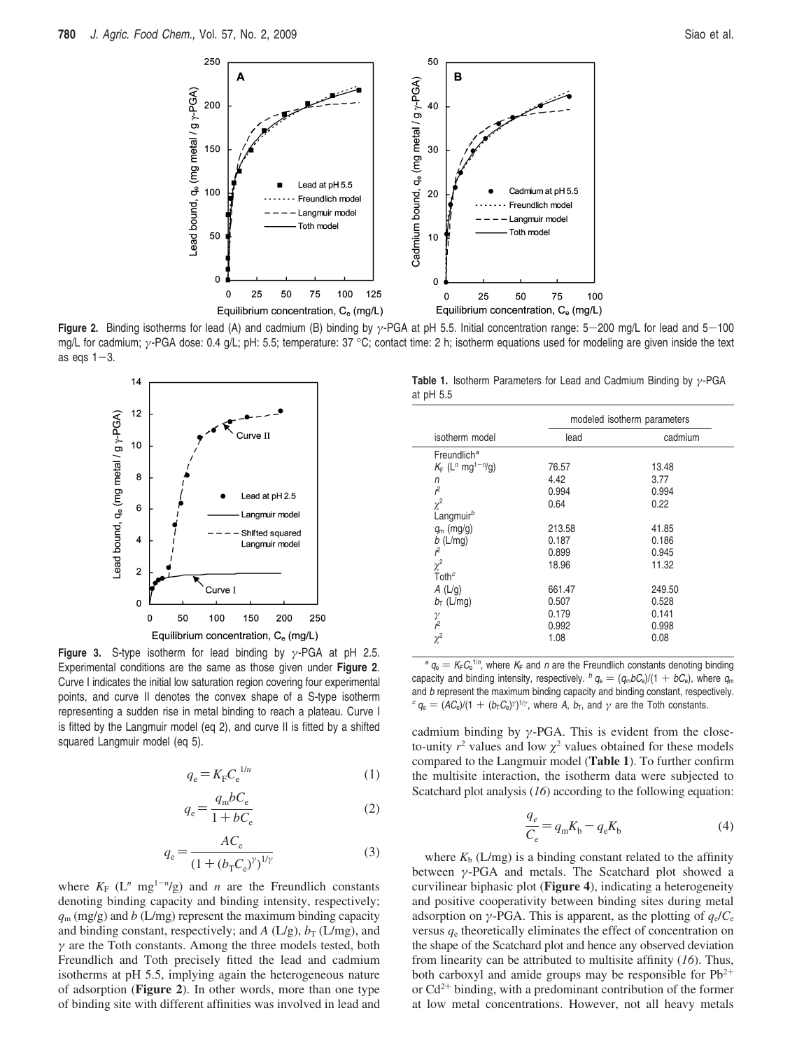A

Lead bound, $q_e$ (mg metal / g γ-PGA)

Equilibrium concentration, $C_e$ (mg/L)

Lead at pH 5.5

Freundlich model

Langmuir model

Toth model

B

Cadmium bound, $q_e$ (mg metal / g γ-PGA)

Equilibrium concentration, $C_e$ (mg/L)

Cadmium at pH 5.5

Freundlich model

Langmuir model

Toth model

**Figure 2.** Binding isotherms for lead (A) and cadmium (B) binding by γ-PGA at pH 5.5. Initial concentration range: 5−200 mg/L for lead and 5−100 mg/L for cadmium; γ-PGA dose: 0.4 g/L; pH: 5.5; temperature: 37 °C; contact time: 2 h; isotherm equations used for modeling are given inside the text as eqs 1−3.

Lead bound, $q_e$ (mg metal / g γ-PGA)

Equilibrium concentration, $C_e$ (mg/L)

Curve II

Lead at pH 2.5

Langmuir model

Shifted squared Langmuir model

Curve I

**Figure 3.** S-type isotherm for lead binding by γ-PGA at pH 2.5. Experimental conditions are the same as those given under **Figure 2**. Curve I indicates the initial low saturation region covering four experimental points, and curve II denotes the convex shape of a S-type isotherm representing a sudden rise in metal binding to reach a plateau. Curve I is fitted by the Langmuir model (eq 2), and curve II is fitted by a shifted squared Langmuir model (eq 5).

$$q_e = K_F C_e^{1/n} \tag{1}$$

$$q_e = \frac{q_m b C_e}{1 + bC_e} \tag{2}$$

$$q_e = \frac{A C_e}{(1 + (b_T C_e)^{\gamma})^{1/\gamma}} \tag{3}$$

where $K_F$ ($L^n$ $mg^{1-n}$/g) and $n$ are the Freundlich constants denoting binding capacity and binding intensity, respectively; $q_m$ (mg/g) and $b$ (L/mg) represent the maximum binding capacity and binding constant, respectively; and $A$ (L/g), $b_T$ (L/mg), and $\gamma$ are the Toth constants. Among the three models tested, both Freundlich and Toth precisely fitted the lead and cadmium isotherms at pH 5.5, implying again the heterogeneous nature of adsorption (**Figure 2**). In other words, more than one type of binding site with different affinities was involved in lead and cadmium binding by γ-PGA. This is evident from the close-to-unity $r^2$ values and low $\chi^2$ values obtained for these models compared to the Langmuir model (**Table 1**). To further confirm the multisite interaction, the isotherm data were subjected to Scatchard plot analysis (*16*) according to the following equation:

**Table 1.** Isotherm Parameters for Lead and Cadmium Binding by γ-PGA at pH 5.5

| | modeled isotherm parameters | |
|---|---|---|
| isotherm model | lead | cadmium |
| Freundlich[a] | | |
| $K_F$ ($L^n$ $mg^{1-n}$/g) | 76.57 | 13.48 |
| $n$ | 4.42 | 3.77 |
| $r^2$ | 0.994 | 0.994 |
| $\chi^2$ | 0.64 | 0.22 |
| Langmuir[b] | | |
| $q_m$ (mg/g) | 213.58 | 41.85 |
| $b$ (L/mg) | 0.187 | 0.186 |
| $r^2$ | 0.899 | 0.945 |
| $\chi^2$ | 18.96 | 11.32 |
| Toth[c] | | |
| $A$ (L/g) | 661.47 | 249.50 |
| $b_T$ (L/mg) | 0.507 | 0.528 |
| $\gamma$ | 0.179 | 0.141 |
| $r^2$ | 0.992 | 0.998 |
| $\chi^2$ | 1.08 | 0.08 |

[a] $q_e = K_F C_e^{1/n}$, where $K_F$ and $n$ are the Freundlich constants denoting binding capacity and binding intensity, respectively. [b] $q_e = (q_m b C_e)/(1 + bC_e)$, where $q_m$ and $b$ represent the maximum binding capacity and binding constant, respectively. [c] $q_e = (AC_e)/(1 + (b_T C_e)^{\gamma})^{1/\gamma}$, where $A$, $b_T$, and $\gamma$ are the Toth constants.

$$\frac{q_e}{C_e} = q_m K_b - q_e K_b \tag{4}$$

where $K_b$ (L/mg) is a binding constant related to the affinity between γ-PGA and metals. The Scatchard plot showed a curvilinear biphasic plot (**Figure 4**), indicating a heterogeneity and positive cooperativity between binding sites during metal adsorption on γ-PGA. This is apparent, as the plotting of $q_e/C_e$ versus $q_e$ theoretically eliminates the effect of concentration on the shape of the Scatchard plot and hence any observed deviation from linearity can be attributed to multisite affinity (*16*). Thus, both carboxyl and amide groups may be responsible for $Pb^{2+}$ or $Cd^{2+}$ binding, with a predominant contribution of the former at low metal concentrations. However, not all heavy metals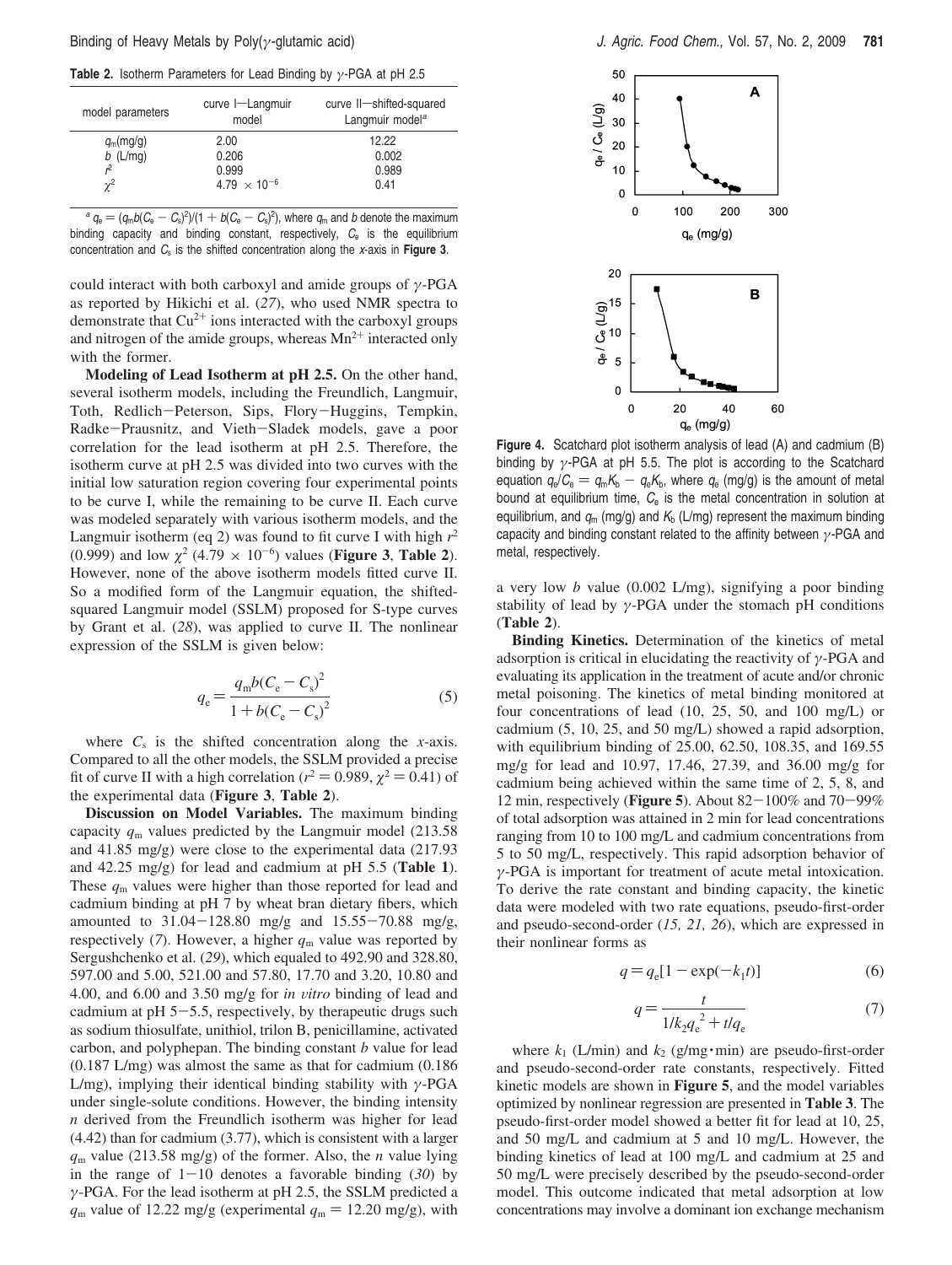**Table 2.** Isotherm Parameters for Lead Binding by γ-PGA at pH 2.5

| model parameters | curve I—Langmuir model | curve II—shifted-squared Langmuir model[a] |
| --- | --- | --- |
| $q_m$(mg/g) | 2.00 | 12.22 |
| $b$ (L/mg) | 0.206 | 0.002 |
| $r^2$ | 0.999 | 0.989 |
| $\chi^2$ | $4.79 \times 10^{-6}$ | 0.41 |

[a] $q_e = (q_m b(C_e - C_s)^2)/(1 + b(C_e - C_s)^2)$, where $q_m$ and $b$ denote the maximum binding capacity and binding constant, respectively, $C_e$ is the equilibrium concentration and $C_s$ is the shifted concentration along the $x$-axis in **Figure 3**.

could interact with both carboxyl and amide groups of γ-PGA as reported by Hikichi et al. (*27*), who used NMR spectra to demonstrate that $Cu^{2+}$ ions interacted with the carboxyl groups and nitrogen of the amide groups, whereas $Mn^{2+}$ interacted only with the former.

**Modeling of Lead Isotherm at pH 2.5.** On the other hand, several isotherm models, including the Freundlich, Langmuir, Toth, Redlich–Peterson, Sips, Flory–Huggins, Tempkin, Radke–Prausnitz, and Vieth–Sladek models, gave a poor correlation for the lead isotherm at pH 2.5. Therefore, the isotherm curve at pH 2.5 was divided into two curves with the initial low saturation region covering four experimental points to be curve I, while the remaining to be curve II. Each curve was modeled separately with various isotherm models, and the Langmuir isotherm (eq 2) was found to fit curve I with high $r^2$ (0.999) and low $\chi^2$ ($4.79 \times 10^{-6}$) values (**Figure 3**, **Table 2**). However, none of the above isotherm models fitted curve II. So a modified form of the Langmuir equation, the shifted-squared Langmuir model (SSLM) proposed for S-type curves by Grant et al. (*28*), was applied to curve II. The nonlinear expression of the SSLM is given below:

$$q_e = \frac{q_m b(C_e - C_s)^2}{1 + b(C_e - C_s)^2} \quad (5)$$

where $C_s$ is the shifted concentration along the $x$-axis. Compared to all the other models, the SSLM provided a precise fit of curve II with a high correlation ($r^2 = 0.989$, $\chi^2 = 0.41$) of the experimental data (**Figure 3**, **Table 2**).

**Discussion on Model Variables.** The maximum binding capacity $q_m$ values predicted by the Langmuir model (213.58 and 41.85 mg/g) were close to the experimental data (217.93 and 42.25 mg/g) for lead and cadmium at pH 5.5 (**Table 1**). These $q_m$ values were higher than those reported for lead and cadmium binding at pH 7 by wheat bran dietary fibers, which amounted to 31.04–128.80 mg/g and 15.55–70.88 mg/g, respectively (*7*). However, a higher $q_m$ value was reported by Sergushchenko et al. (*29*), which equaled to 492.90 and 328.80, 597.00 and 5.00, 521.00 and 57.80, 17.70 and 3.20, 10.80 and 4.00, and 6.00 and 3.50 mg/g for *in vitro* binding of lead and cadmium at pH 5–5.5, respectively, by therapeutic drugs such as sodium thiosulfate, unithiol, trilon B, penicillamine, activated carbon, and polyphepan. The binding constant $b$ value for lead (0.187 L/mg) was almost the same as that for cadmium (0.186 L/mg), implying their identical binding stability with γ-PGA under single-solute conditions. However, the binding intensity $n$ derived from the Freundlich isotherm was higher for lead (4.42) than for cadmium (3.77), which is consistent with a larger $q_m$ value (213.58 mg/g) of the former. Also, the $n$ value lying in the range of 1–10 denotes a favorable binding (*30*) by γ-PGA. For the lead isotherm at pH 2.5, the SSLM predicted a $q_m$ value of 12.22 mg/g (experimental $q_m$ = 12.20 mg/g), with a very low $b$ value (0.002 L/mg), signifying a poor binding stability of lead by γ-PGA under the stomach pH conditions (**Table 2**).

A

50
40
30
20
10
0

$q_e$ / $C_e$ (L/g)

0 100 200 300

$q_e$ (mg/g)

B

20
15
10
5
0

$q_e$ / $C_e$ (L/g)

0 20 40 60

$q_e$ (mg/g)

**Figure 4.** Scatchard plot isotherm analysis of lead (A) and cadmium (B) binding by γ-PGA at pH 5.5. The plot is according to the Scatchard equation $q_e/C_e = q_m K_b - q_e K_b$, where $q_e$ (mg/g) is the amount of metal bound at equilibrium time, $C_e$ is the metal concentration in solution at equilibrium, and $q_m$ (mg/g) and $K_b$ (L/mg) represent the maximum binding capacity and binding constant related to the affinity between γ-PGA and metal, respectively.

**Binding Kinetics.** Determination of the kinetics of metal adsorption is critical in elucidating the reactivity of γ-PGA and evaluating its application in the treatment of acute and/or chronic metal poisoning. The kinetics of metal binding monitored at four concentrations of lead (10, 25, 50, and 100 mg/L) or cadmium (5, 10, 25, and 50 mg/L) showed a rapid adsorption, with equilibrium binding of 25.00, 62.50, 108.35, and 169.55 mg/g for lead and 10.97, 17.46, 27.39, and 36.00 mg/g for cadmium being achieved within the same time of 2, 5, 8, and 12 min, respectively (**Figure 5**). About 82–100% and 70–99% of total adsorption was attained in 2 min for lead concentrations ranging from 10 to 100 mg/L and cadmium concentrations from 5 to 50 mg/L, respectively. This rapid adsorption behavior of γ-PGA is important for treatment of acute metal intoxication. To derive the rate constant and binding capacity, the kinetic data were modeled with two rate equations, pseudo-first-order and pseudo-second-order (*15, 21, 26*), which are expressed in their nonlinear forms as

$$q = q_e[1 - \exp(-k_1 t)] \quad (6)$$

$$q = \frac{t}{1/k_2 q_e^{\,2} + t/q_e} \quad (7)$$

where $k_1$ (L/min) and $k_2$ (g/mg·min) are pseudo-first-order and pseudo-second-order rate constants, respectively. Fitted kinetic models are shown in **Figure 5**, and the model variables optimized by nonlinear regression are presented in **Table 3**. The pseudo-first-order model showed a better fit for lead at 10, 25, and 50 mg/L and cadmium at 5 and 10 mg/L. However, the binding kinetics of lead at 100 mg/L and cadmium at 25 and 50 mg/L were precisely described by the pseudo-second-order model. This outcome indicated that metal adsorption at low concentrations may involve a dominant ion exchange mechanism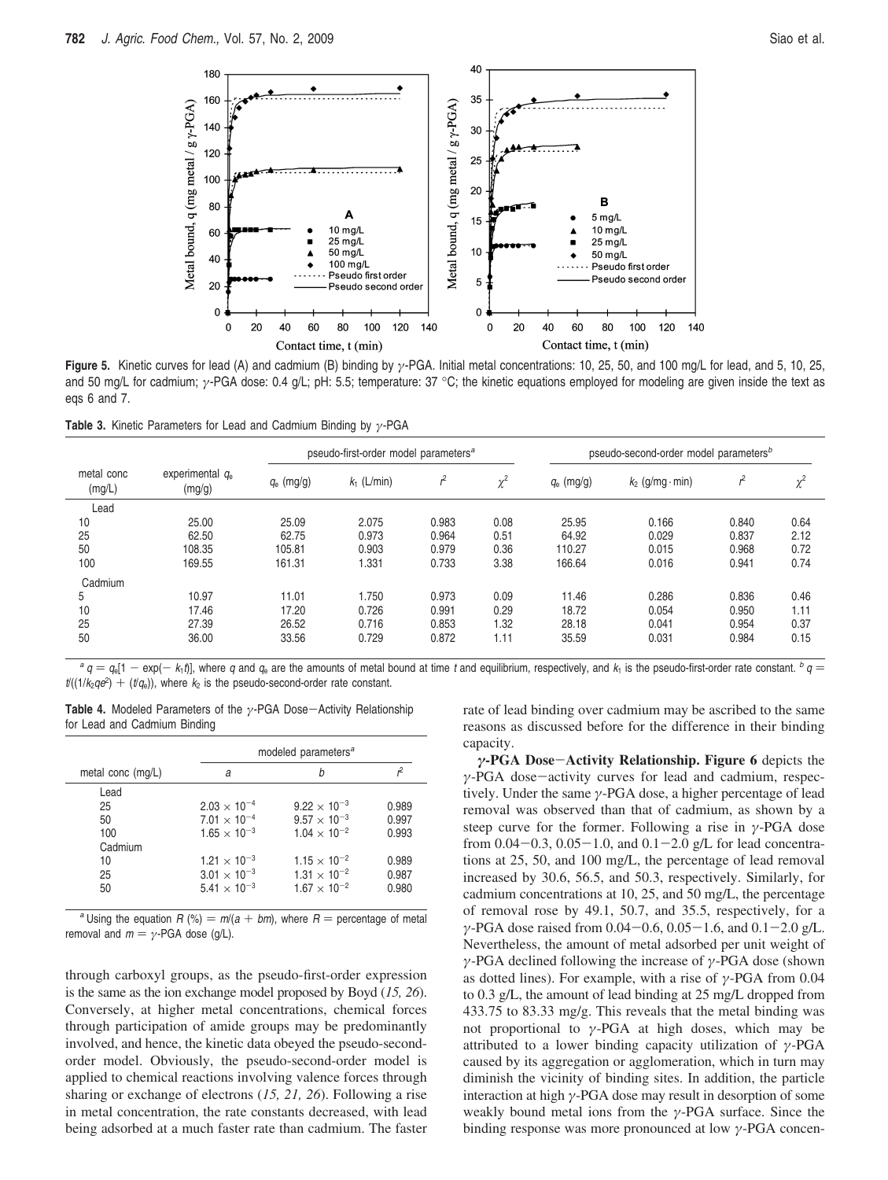180
160
140
120
100
80
60
40
20
0

0 20 40 60 80 100 120 140

Metal bound, q (mg metal / g γ-PGA)

Contact time, t (min)

A

10 mg/L
25 mg/L
50 mg/L
100 mg/L
Pseudo first order
Pseudo second order

40
35
30
25
20
15
10
5
0

0 20 40 60 80 100 120 140

Metal bound, q (mg metal / g γ-PGA)

Contact time, t (min)

B

5 mg/L
10 mg/L
25 mg/L
50 mg/L
Pseudo first order
Pseudo second order

**Figure 5.** Kinetic curves for lead (A) and cadmium (B) binding by $\gamma$-PGA. Initial metal concentrations: 10, 25, 50, and 100 mg/L for lead, and 5, 10, 25, and 50 mg/L for cadmium; $\gamma$-PGA dose: 0.4 g/L; pH: 5.5; temperature: 37 °C; the kinetic equations employed for modeling are given inside the text as eqs 6 and 7.

**Table 3.** Kinetic Parameters for Lead and Cadmium Binding by $\gamma$-PGA

| | | pseudo-first-order model parameters[a] | | | | pseudo-second-order model parameters[b] | | | |
|---|---|---|---|---|---|---|---|---|---|
| metal conc (mg/L) | experimental $q_e$ (mg/g) | $q_e$ (mg/g) | $k_1$ (L/min) | $r^2$ | $\chi^2$ | $q_e$ (mg/g) | $k_2$ (g/mg·min) | $r^2$ | $\chi^2$ |
| Lead | | | | | | | | | |
| 10 | 25.00 | 25.09 | 2.075 | 0.983 | 0.08 | 25.95 | 0.166 | 0.840 | 0.64 |
| 25 | 62.50 | 62.75 | 0.973 | 0.964 | 0.51 | 64.92 | 0.029 | 0.837 | 2.12 |
| 50 | 108.35 | 105.81 | 0.903 | 0.979 | 0.36 | 110.27 | 0.015 | 0.968 | 0.72 |
| 100 | 169.55 | 161.31 | 1.331 | 0.733 | 3.38 | 166.64 | 0.016 | 0.941 | 0.74 |
| Cadmium | | | | | | | | | |
| 5 | 10.97 | 11.01 | 1.750 | 0.973 | 0.09 | 11.46 | 0.286 | 0.836 | 0.46 |
| 10 | 17.46 | 17.20 | 0.726 | 0.991 | 0.29 | 18.72 | 0.054 | 0.950 | 1.11 |
| 25 | 27.39 | 26.52 | 0.716 | 0.853 | 1.32 | 28.18 | 0.041 | 0.954 | 0.37 |
| 50 | 36.00 | 33.56 | 0.729 | 0.872 | 1.11 | 35.59 | 0.031 | 0.984 | 0.15 |

[a] $q = q_e[1 - \exp(-k_1 t)]$, where $q$ and $q_e$ are the amounts of metal bound at time $t$ and equilibrium, respectively, and $k_1$ is the pseudo-first-order rate constant. [b] $q = t/((1/k_2 qe^2) + (t/q_e))$, where $k_2$ is the pseudo-second-order rate constant.

**Table 4.** Modeled Parameters of the $\gamma$-PGA Dose−Activity Relationship for Lead and Cadmium Binding

| | modeled parameters[a] | | |
|---|---|---|---|
| metal conc (mg/L) | *a* | *b* | $r^2$ |
| Lead | | | |
| 25 | $2.03 \times 10^{-4}$ | $9.22 \times 10^{-3}$ | 0.989 |
| 50 | $7.01 \times 10^{-4}$ | $9.57 \times 10^{-3}$ | 0.997 |
| 100 | $1.65 \times 10^{-3}$ | $1.04 \times 10^{-2}$ | 0.993 |
| Cadmium | | | |
| 10 | $1.21 \times 10^{-3}$ | $1.15 \times 10^{-2}$ | 0.989 |
| 25 | $3.01 \times 10^{-3}$ | $1.31 \times 10^{-2}$ | 0.987 |
| 50 | $5.41 \times 10^{-3}$ | $1.67 \times 10^{-2}$ | 0.980 |

[a] Using the equation $R$ (%) $= m/(a + bm)$, where $R$ = percentage of metal removal and $m$ = $\gamma$-PGA dose (g/L).

through carboxyl groups, as the pseudo-first-order expression is the same as the ion exchange model proposed by Boyd (*15, 26*). Conversely, at higher metal concentrations, chemical forces through participation of amide groups may be predominantly involved, and hence, the kinetic data obeyed the pseudo-second-order model. Obviously, the pseudo-second-order model is applied to chemical reactions involving valence forces through sharing or exchange of electrons (*15, 21, 26*). Following a rise in metal concentration, the rate constants decreased, with lead being adsorbed at a much faster rate than cadmium. The faster rate of lead binding over cadmium may be ascribed to the same reasons as discussed before for the difference in their binding capacity.

**$\gamma$-PGA Dose−Activity Relationship. Figure 6** depicts the $\gamma$-PGA dose−activity curves for lead and cadmium, respectively. Under the same $\gamma$-PGA dose, a higher percentage of lead removal was observed than that of cadmium, as shown by a steep curve for the former. Following a rise in $\gamma$-PGA dose from 0.04−0.3, 0.05−1.0, and 0.1−2.0 g/L for lead concentrations at 25, 50, and 100 mg/L, the percentage of lead removal increased by 30.6, 56.5, and 50.3, respectively. Similarly, for cadmium concentrations at 10, 25, and 50 mg/L, the percentage of removal rose by 49.1, 50.7, and 35.5, respectively, for a $\gamma$-PGA dose raised from 0.04−0.6, 0.05−1.6, and 0.1−2.0 g/L. Nevertheless, the amount of metal adsorbed per unit weight of $\gamma$-PGA declined following the increase of $\gamma$-PGA dose (shown as dotted lines). For example, with a rise of $\gamma$-PGA from 0.04 to 0.3 g/L, the amount of lead binding at 25 mg/L dropped from 433.75 to 83.33 mg/g. This reveals that the metal binding was not proportional to $\gamma$-PGA at high doses, which may be attributed to a lower binding capacity utilization of $\gamma$-PGA caused by its aggregation or agglomeration, which in turn may diminish the vicinity of binding sites. In addition, the particle interaction at high $\gamma$-PGA dose may result in desorption of some weakly bound metal ions from the $\gamma$-PGA surface. Since the binding response was more pronounced at low $\gamma$-PGA concen-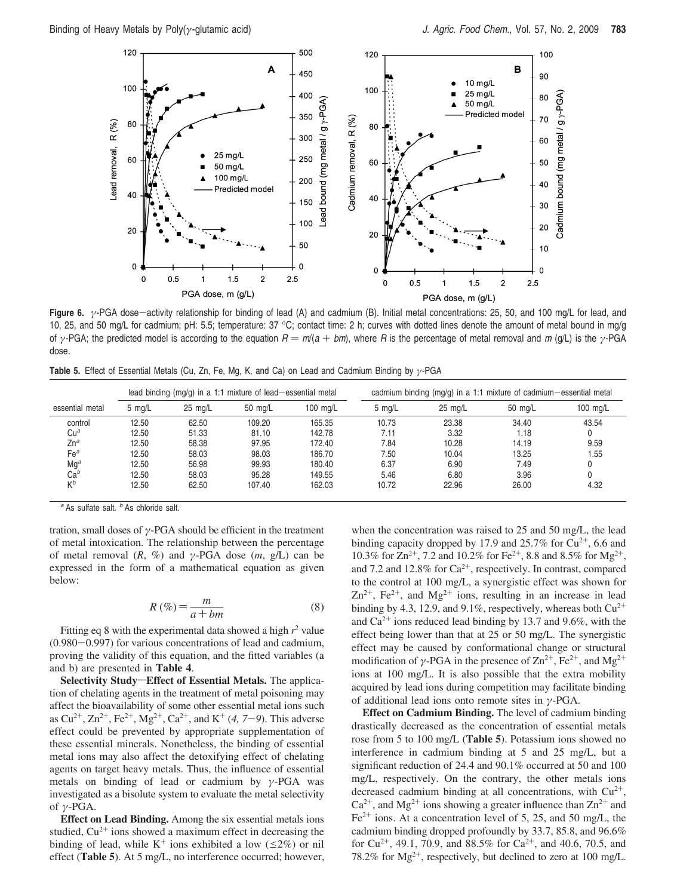A

Lead removal, R (%)

Lead bound (mg metal / g γ-PGA)

25 mg/L
50 mg/L
100 mg/L
Predicted model

PGA dose, m (g/L)

B

Cadmium removal, R (%)

Cadmium bound (mg metal / g γ-PGA)

10 mg/L
25 mg/L
50 mg/L
Predicted model

PGA dose, m (g/L)

**Figure 6.** $\gamma$-PGA dose−activity relationship for binding of lead (A) and cadmium (B). Initial metal concentrations: 25, 50, and 100 mg/L for lead, and 10, 25, and 50 mg/L for cadmium; pH: 5.5; temperature: 37 °C; contact time: 2 h; curves with dotted lines denote the amount of metal bound in mg/g of $\gamma$-PGA; the predicted model is according to the equation $R = m/(a + bm)$, where $R$ is the percentage of metal removal and $m$ (g/L) is the $\gamma$-PGA dose.

**Table 5.** Effect of Essential Metals (Cu, Zn, Fe, Mg, K, and Ca) on Lead and Cadmium Binding by $\gamma$-PGA

| essential metal | lead binding (mg/g) in a 1:1 mixture of lead−essential metal | | | | cadmium binding (mg/g) in a 1:1 mixture of cadmium−essential metal | | | |
|---|---|---|---|---|---|---|---|---|
| | 5 mg/L | 25 mg/L | 50 mg/L | 100 mg/L | 5 mg/L | 25 mg/L | 50 mg/L | 100 mg/L |
| control | 12.50 | 62.50 | 109.20 | 165.35 | 10.73 | 23.38 | 34.40 | 43.54 |
| Cu[a] | 12.50 | 51.33 | 81.10 | 142.78 | 7.11 | 3.32 | 1.18 | 0 |
| Zn[a] | 12.50 | 58.38 | 97.95 | 172.40 | 7.84 | 10.28 | 14.19 | 9.59 |
| Fe[a] | 12.50 | 58.03 | 98.03 | 186.70 | 7.50 | 10.04 | 13.25 | 1.55 |
| Mg[a] | 12.50 | 56.98 | 99.93 | 180.40 | 6.37 | 6.90 | 7.49 | 0 |
| Ca[b] | 12.50 | 58.03 | 95.28 | 149.55 | 5.46 | 6.80 | 3.96 | 0 |
| K[b] | 12.50 | 62.50 | 107.40 | 162.03 | 10.72 | 22.96 | 26.00 | 4.32 |

[a] As sulfate salt. [b] As chloride salt.

tration, small doses of $\gamma$-PGA should be efficient in the treatment of metal intoxication. The relationship between the percentage of metal removal ($R$, %) and $\gamma$-PGA dose ($m$, g/L) can be expressed in the form of a mathematical equation as given below:

$$R\,(\%) = \frac{m}{a + bm} \qquad (8)$$

Fitting eq 8 with the experimental data showed a high $r^2$ value (0.980−0.997) for various concentrations of lead and cadmium, proving the validity of this equation, and the fitted variables (a and b) are presented in **Table 4**.

**Selectivity Study−Effect of Essential Metals.** The application of chelating agents in the treatment of metal poisoning may affect the bioavailability of some other essential metal ions such as $Cu^{2+}$, $Zn^{2+}$, $Fe^{2+}$, $Mg^{2+}$, $Ca^{2+}$, and $K^{+}$ (*4, 7−9*). This adverse effect could be prevented by appropriate supplementation of these essential minerals. Nonetheless, the binding of essential metal ions may also affect the detoxifying effect of chelating agents on target heavy metals. Thus, the influence of essential metals on binding of lead or cadmium by $\gamma$-PGA was investigated as a bisolute system to evaluate the metal selectivity of $\gamma$-PGA.

**Effect on Lead Binding.** Among the six essential metals ions studied, $Cu^{2+}$ ions showed a maximum effect in decreasing the binding of lead, while $K^{+}$ ions exhibited a low (≤2%) or nil effect (**Table 5**). At 5 mg/L, no interference occurred; however, when the concentration was raised to 25 and 50 mg/L, the lead binding capacity dropped by 17.9 and 25.7% for $Cu^{2+}$, 6.6 and 10.3% for $Zn^{2+}$, 7.2 and 10.2% for $Fe^{2+}$, 8.8 and 8.5% for $Mg^{2+}$, and 7.2 and 12.8% for $Ca^{2+}$, respectively. In contrast, compared to the control at 100 mg/L, a synergistic effect was shown for $Zn^{2+}$, $Fe^{2+}$, and $Mg^{2+}$ ions, resulting in an increase in lead binding by 4.3, 12.9, and 9.1%, respectively, whereas both $Cu^{2+}$ and $Ca^{2+}$ ions reduced lead binding by 13.7 and 9.6%, with the effect being lower than that at 25 or 50 mg/L. The synergistic effect may be caused by conformational change or structural modification of $\gamma$-PGA in the presence of $Zn^{2+}$, $Fe^{2+}$, and $Mg^{2+}$ ions at 100 mg/L. It is also possible that the extra mobility acquired by lead ions during competition may facilitate binding of additional lead ions onto remote sites in $\gamma$-PGA.

**Effect on Cadmium Binding.** The level of cadmium binding drastically decreased as the concentration of essential metals rose from 5 to 100 mg/L (**Table 5**). Potassium ions showed no interference in cadmium binding at 5 and 25 mg/L, but a significant reduction of 24.4 and 90.1% occurred at 50 and 100 mg/L, respectively. On the contrary, the other metals ions decreased cadmium binding at all concentrations, with $Cu^{2+}$, $Ca^{2+}$, and $Mg^{2+}$ ions showing a greater influence than $Zn^{2+}$ and $Fe^{2+}$ ions. At a concentration level of 5, 25, and 50 mg/L, the cadmium binding dropped profoundly by 33.7, 85.8, and 96.6% for $Cu^{2+}$, 49.1, 70.9, and 88.5% for $Ca^{2+}$, and 40.6, 70.5, and 78.2% for $Mg^{2+}$, respectively, but declined to zero at 100 mg/L.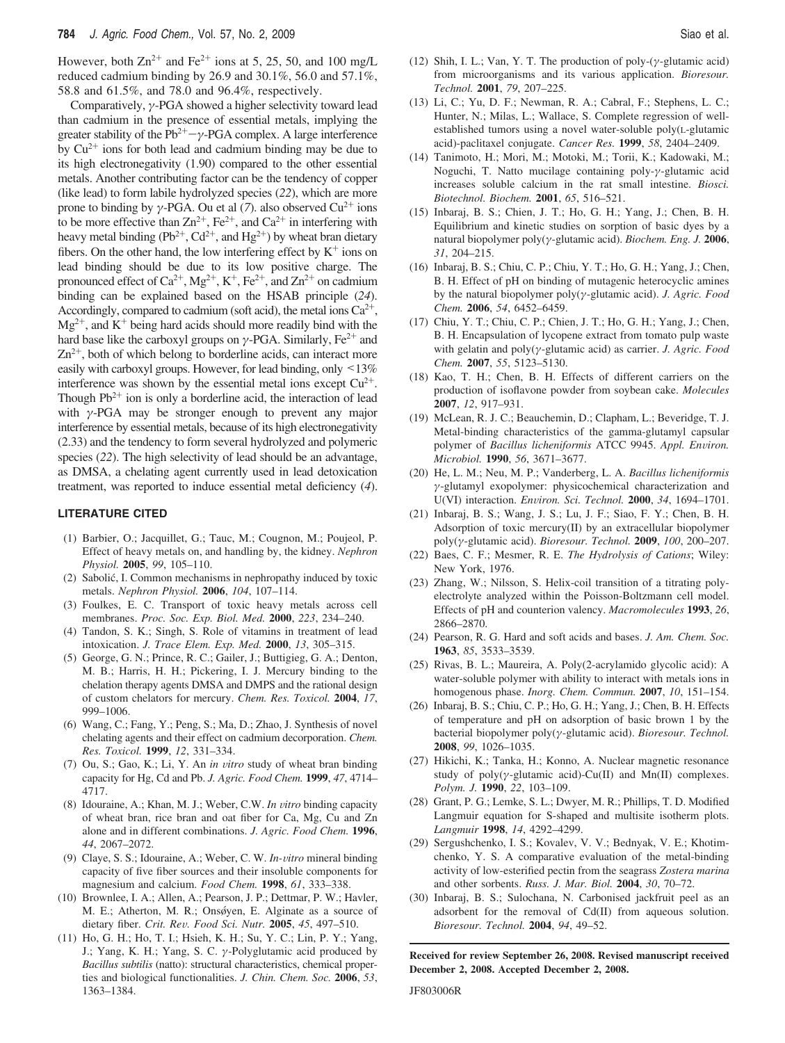However, both $Zn^{2+}$ and $Fe^{2+}$ ions at 5, 25, 50, and 100 mg/L reduced cadmium binding by 26.9 and 30.1%, 56.0 and 57.1%, 58.8 and 61.5%, and 78.0 and 96.4%, respectively.

Comparatively, γ-PGA showed a higher selectivity toward lead than cadmium in the presence of essential metals, implying the greater stability of the $Pb^{2+}$−γ-PGA complex. A large interference by $Cu^{2+}$ ions for both lead and cadmium binding may be due to its high electronegativity (1.90) compared to the other essential metals. Another contributing factor can be the tendency of copper (like lead) to form labile hydrolyzed species (*22*), which are more prone to binding by γ-PGA. Ou et al (*7*). also observed $Cu^{2+}$ ions to be more effective than $Zn^{2+}$, $Fe^{2+}$, and $Ca^{2+}$ in interfering with heavy metal binding ($Pb^{2+}$, $Cd^{2+}$, and $Hg^{2+}$) by wheat bran dietary fibers. On the other hand, the low interfering effect by $K^+$ ions on lead binding should be due to its low positive charge. The pronounced effect of $Ca^{2+}$, $Mg^{2+}$, $K^+$, $Fe^{2+}$, and $Zn^{2+}$ on cadmium binding can be explained based on the HSAB principle (*24*). Accordingly, compared to cadmium (soft acid), the metal ions $Ca^{2+}$, $Mg^{2+}$, and $K^+$ being hard acids should more readily bind with the hard base like the carboxyl groups on γ-PGA. Similarly, $Fe^{2+}$ and $Zn^{2+}$, both of which belong to borderline acids, can interact more easily with carboxyl groups. However, for lead binding, only <13% interference was shown by the essential metal ions except $Cu^{2+}$. Though $Pb^{2+}$ ion is only a borderline acid, the interaction of lead with γ-PGA may be stronger enough to prevent any major interference by essential metals, because of its high electronegativity (2.33) and the tendency to form several hydrolyzed and polymeric species (*22*). The high selectivity of lead should be an advantage, as DMSA, a chelating agent currently used in lead detoxication treatment, was reported to induce essential metal deficiency (*4*).

## LITERATURE CITED

(1) Barbier, O.; Jacquillet, G.; Tauc, M.; Cougnon, M.; Poujeol, P. Effect of heavy metals on, and handling by, the kidney. *Nephron Physiol.* **2005**, *99*, 105–110.

(2) Sabolić, I. Common mechanisms in nephropathy induced by toxic metals. *Nephron Physiol.* **2006**, *104*, 107–114.

(3) Foulkes, E. C. Transport of toxic heavy metals across cell membranes. *Proc. Soc. Exp. Biol. Med.* **2000**, *223*, 234–240.

(4) Tandon, S. K.; Singh, S. Role of vitamins in treatment of lead intoxication. *J. Trace Elem. Exp. Med.* **2000**, *13*, 305–315.

(5) George, G. N.; Prince, R. C.; Gailer, J.; Buttigieg, G. A.; Denton, M. B.; Harris, H. H.; Pickering, I. J. Mercury binding to the chelation therapy agents DMSA and DMPS and the rational design of custom chelators for mercury. *Chem. Res. Toxicol.* **2004**, *17*, 999–1006.

(6) Wang, C.; Fang, Y.; Peng, S.; Ma, D.; Zhao, J. Synthesis of novel chelating agents and their effect on cadmium decorporation. *Chem. Res. Toxicol.* **1999**, *12*, 331–334.

(7) Ou, S.; Gao, K.; Li, Y. An *in vitro* study of wheat bran binding capacity for Hg, Cd and Pb. *J. Agric. Food Chem.* **1999**, *47*, 4714–4717.

(8) Idouraine, A.; Khan, M. J.; Weber, C.W. *In vitro* binding capacity of wheat bran, rice bran and oat fiber for Ca, Mg, Cu and Zn alone and in different combinations. *J. Agric. Food Chem.* **1996**, *44*, 2067–2072.

(9) Claye, S. S.; Idouraine, A.; Weber, C. W. *In-vitro* mineral binding capacity of five fiber sources and their insoluble components for magnesium and calcium. *Food Chem.* **1998**, *61*, 333–338.

(10) Brownlee, I. A.; Allen, A.; Pearson, J. P.; Dettmar, P. W.; Havler, M. E.; Atherton, M. R.; Onsøyen, E. Alginate as a source of dietary fiber. *Crit. Rev. Food Sci. Nutr.* **2005**, *45*, 497–510.

(11) Ho, G. H.; Ho, T. I.; Hsieh, K. H.; Su, Y. C.; Lin, P. Y.; Yang, J.; Yang, K. H.; Yang, S. C. γ-Polyglutamic acid produced by *Bacillus subtilis* (natto): structural characteristics, chemical properties and biological functionalities. *J. Chin. Chem. Soc.* **2006**, *53*, 1363–1384.

(12) Shih, I. L.; Van, Y. T. The production of poly-(γ-glutamic acid) from microorganisms and its various application. *Bioresour. Technol.* **2001**, *79*, 207–225.

(13) Li, C.; Yu, D. F.; Newman, R. A.; Cabral, F.; Stephens, L. C.; Hunter, N.; Milas, L.; Wallace, S. Complete regression of well-established tumors using a novel water-soluble poly(L-glutamic acid)-paclitaxel conjugate. *Cancer Res.* **1999**, *58*, 2404–2409.

(14) Tanimoto, H.; Mori, M.; Motoki, M.; Torii, K.; Kadowaki, M.; Noguchi, T. Natto mucilage containing poly-γ-glutamic acid increases soluble calcium in the rat small intestine. *Biosci. Biotechnol. Biochem.* **2001**, *65*, 516–521.

(15) Inbaraj, B. S.; Chien, J. T.; Ho, G. H.; Yang, J.; Chen, B. H. Equilibrium and kinetic studies on sorption of basic dyes by a natural biopolymer poly(γ-glutamic acid). *Biochem. Eng. J.* **2006**, *31*, 204–215.

(16) Inbaraj, B. S.; Chiu, C. P.; Chiu, Y. T.; Ho, G. H.; Yang, J.; Chen, B. H. Effect of pH on binding of mutagenic heterocyclic amines by the natural biopolymer poly(γ-glutamic acid). *J. Agric. Food Chem.* **2006**, *54*, 6452–6459.

(17) Chiu, Y. T.; Chiu, C. P.; Chien, J. T.; Ho, G. H.; Yang, J.; Chen, B. H. Encapsulation of lycopene extract from tomato pulp waste with gelatin and poly(γ-glutamic acid) as carrier. *J. Agric. Food Chem.* **2007**, *55*, 5123–5130.

(18) Kao, T. H.; Chen, B. H. Effects of different carriers on the production of isoflavone powder from soybean cake. *Molecules* **2007**, *12*, 917–931.

(19) McLean, R. J. C.; Beauchemin, D.; Clapham, L.; Beveridge, T. J. Metal-binding characteristics of the gamma-glutamyl capsular polymer of *Bacillus licheniformis* ATCC 9945. *Appl. Environ. Microbiol.* **1990**, *56*, 3671–3677.

(20) He, L. M.; Neu, M. P.; Vanderberg, L. A. *Bacillus licheniformis* γ-glutamyl exopolymer: physicochemical characterization and U(VI) interaction. *Environ. Sci. Technol.* **2000**, *34*, 1694–1701.

(21) Inbaraj, B. S.; Wang, J. S.; Lu, J. F.; Siao, F. Y.; Chen, B. H. Adsorption of toxic mercury(II) by an extracellular biopolymer poly(γ-glutamic acid). *Bioresour. Technol.* **2009**, *100*, 200–207.

(22) Baes, C. F.; Mesmer, R. E. *The Hydrolysis of Cations*; Wiley: New York, 1976.

(23) Zhang, W.; Nilsson, S. Helix-coil transition of a titrating polyelectrolyte analyzed within the Poisson-Boltzmann cell model. Effects of pH and counterion valency. *Macromolecules* **1993**, *26*, 2866–2870.

(24) Pearson, R. G. Hard and soft acids and bases. *J. Am. Chem. Soc.* **1963**, *85*, 3533–3539.

(25) Rivas, B. L.; Maureira, A. Poly(2-acrylamido glycolic acid): A water-soluble polymer with ability to interact with metals ions in homogenous phase. *Inorg. Chem. Commun.* **2007**, *10*, 151–154.

(26) Inbaraj, B. S.; Chiu, C. P.; Ho, G. H.; Yang, J.; Chen, B. H. Effects of temperature and pH on adsorption of basic brown 1 by the bacterial biopolymer poly(γ-glutamic acid). *Bioresour. Technol.* **2008**, *99*, 1026–1035.

(27) Hikichi, K.; Tanka, H.; Konno, A. Nuclear magnetic resonance study of poly(γ-glutamic acid)-Cu(II) and Mn(II) complexes. *Polym. J.* **1990**, *22*, 103–109.

(28) Grant, P. G.; Lemke, S. L.; Dwyer, M. R.; Phillips, T. D. Modified Langmuir equation for S-shaped and multisite isotherm plots. *Langmuir* **1998**, *14*, 4292–4299.

(29) Sergushchenko, I. S.; Kovalev, V. V.; Bednyak, V. E.; Khotimchenko, Y. S. A comparative evaluation of the metal-binding activity of low-esterified pectin from the seagrass *Zostera marina* and other sorbents. *Russ. J. Mar. Biol.* **2004**, *30*, 70–72.

(30) Inbaraj, B. S.; Sulochana, N. Carbonised jackfruit peel as an adsorbent for the removal of Cd(II) from aqueous solution. *Bioresour. Technol.* **2004**, *94*, 49–52.

**Received for review September 26, 2008. Revised manuscript received December 2, 2008. Accepted December 2, 2008.**

JF803006R